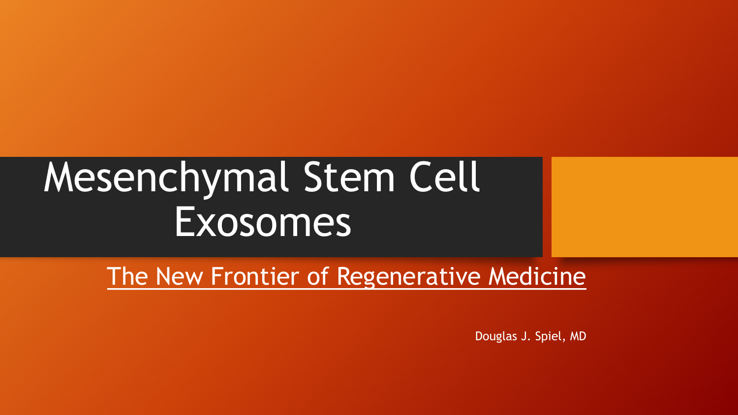# Mesenchymal Stem Cell Exosomes

## The New Frontier of Regenerative Medicine

Douglas J. Spiel, MD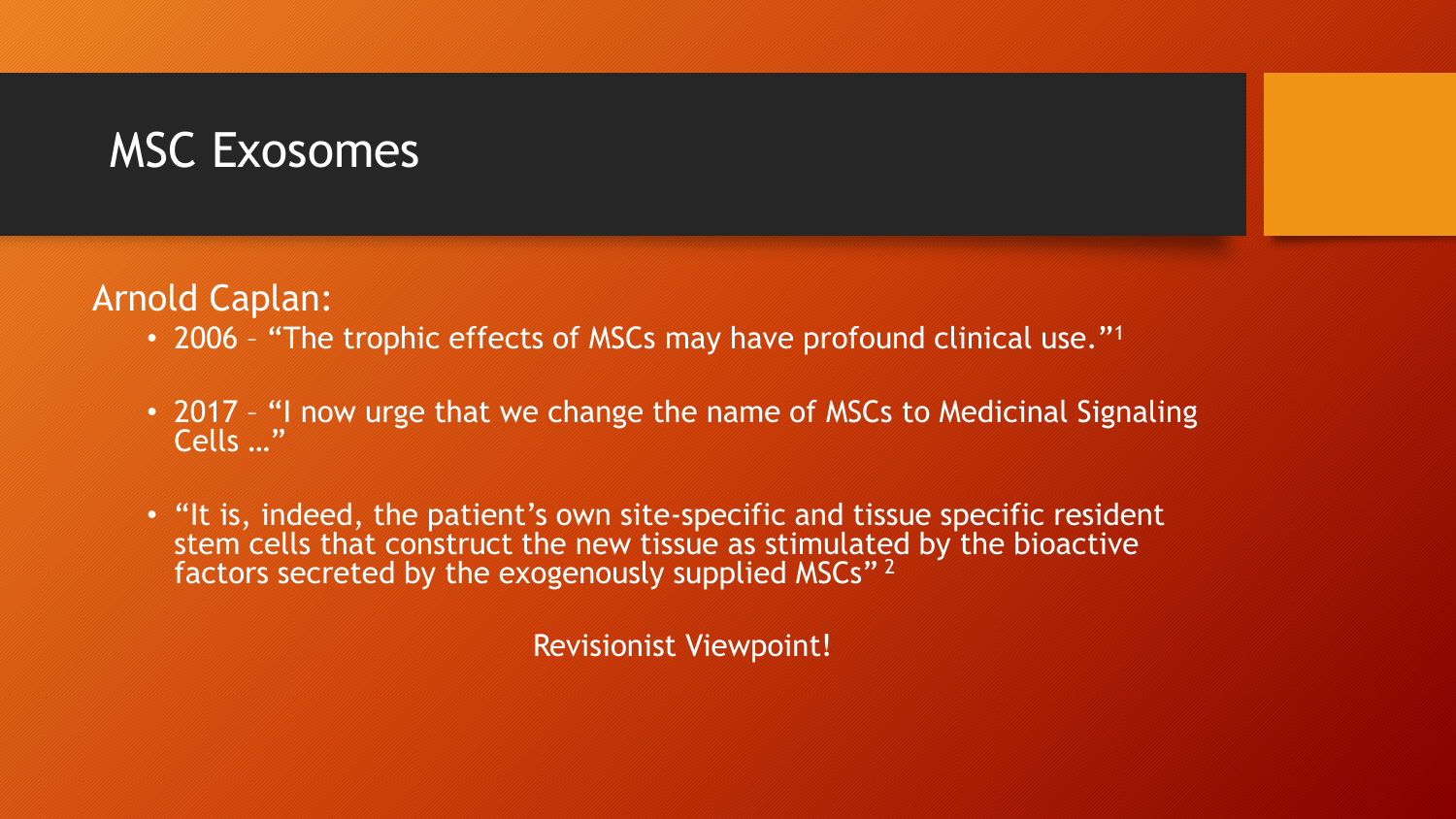# MSC Exosomes

Arnold Caplan:

- 2006 – "The trophic effects of MSCs may have profound clinical use."[1]
- 2017 – "I now urge that we change the name of MSCs to Medicinal Signaling Cells …"
- "It is, indeed, the patient's own site-specific and tissue specific resident stem cells that construct the new tissue as stimulated by the bioactive factors secreted by the exogenously supplied MSCs"[2]

Revisionist Viewpoint!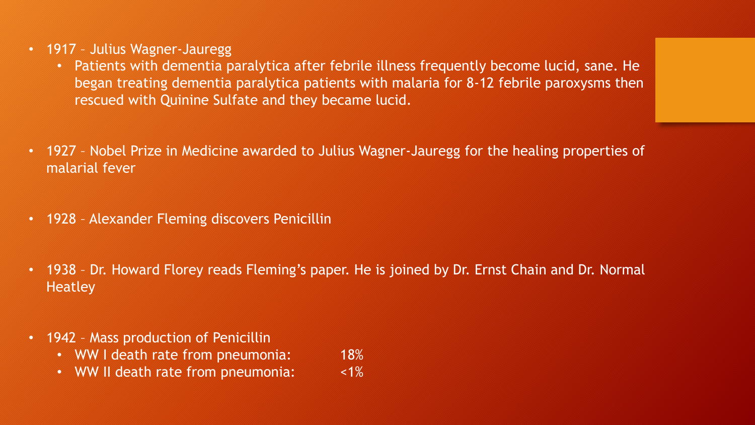- 1917 – Julius Wagner-Jauregg
  - Patients with dementia paralytica after febrile illness frequently become lucid, sane. He began treating dementia paralytica patients with malaria for 8-12 febrile paroxysms then rescued with Quinine Sulfate and they became lucid.

- 1927 – Nobel Prize in Medicine awarded to Julius Wagner-Jauregg for the healing properties of malarial fever

- 1928 – Alexander Fleming discovers Penicillin

- 1938 – Dr. Howard Florey reads Fleming's paper. He is joined by Dr. Ernst Chain and Dr. Normal Heatley

- 1942 – Mass production of Penicillin
  - WW I death rate from pneumonia: 18%
  - WW II death rate from pneumonia: <1%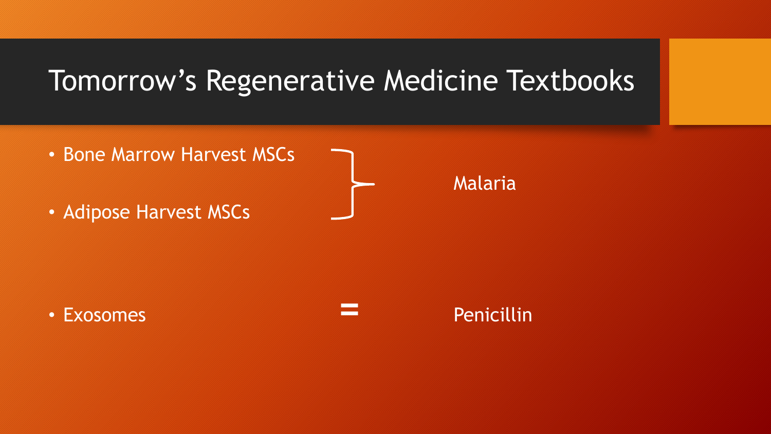# Tomorrow's Regenerative Medicine Textbooks

| | | |
|---|---|---|
| • Bone Marrow Harvest MSCs<br>• Adipose Harvest MSCs | } | Malaria |
| • Exosomes | = | Penicillin |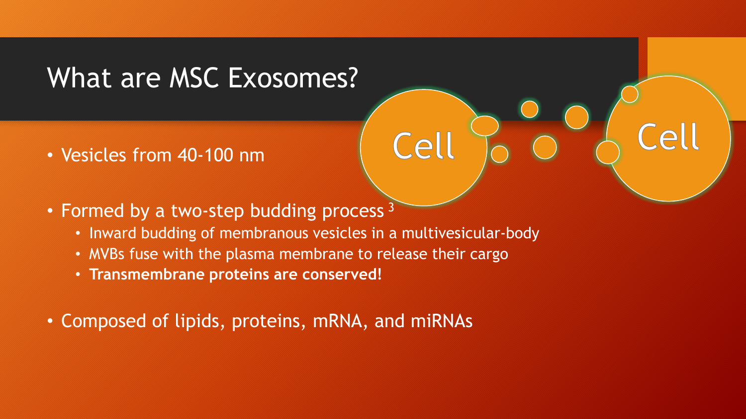# What are MSC Exosomes?

- Vesicles from 40-100 nm
- Formed by a two-step budding process [3]
  - Inward budding of membranous vesicles in a multivesicular-body
  - MVBs fuse with the plasma membrane to release their cargo
  - **Transmembrane proteins are conserved!**
- Composed of lipids, proteins, mRNA, and miRNAs

Cell

Cell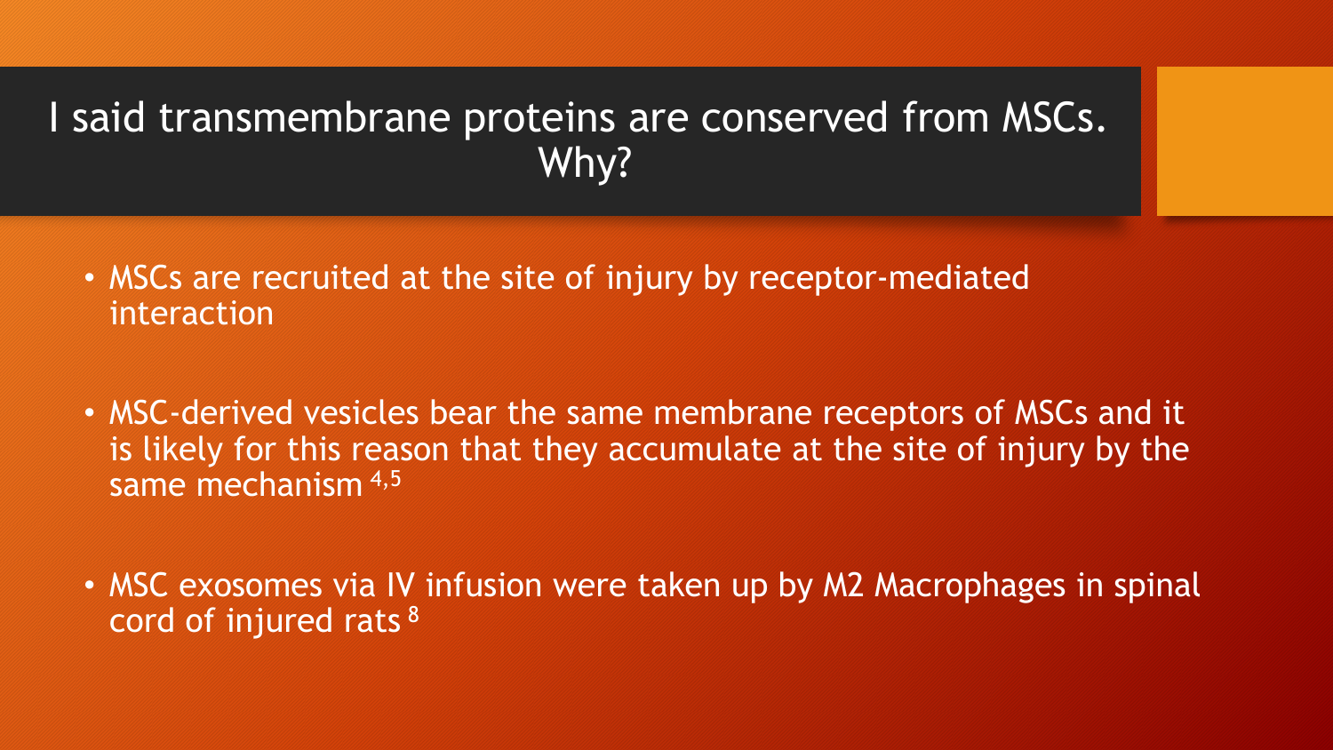# I said transmembrane proteins are conserved from MSCs. Why?

- MSCs are recruited at the site of injury by receptor-mediated interaction
- MSC-derived vesicles bear the same membrane receptors of MSCs and it is likely for this reason that they accumulate at the site of injury by the same mechanism [4,5]
- MSC exosomes via IV infusion were taken up by M2 Macrophages in spinal cord of injured rats [8]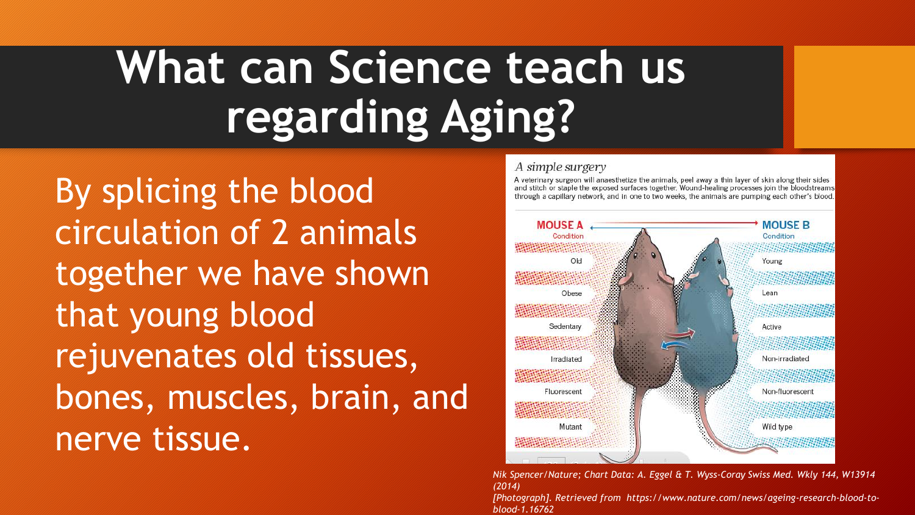# What can Science teach us regarding Aging?

By splicing the blood circulation of 2 animals together we have shown that young blood rejuvenates old tissues, bones, muscles, brain, and nerve tissue.

*A simple surgery*

A veterinary surgeon will anaesthetize the animals, peel away a thin layer of skin along their sides and stitch or staple the exposed surfaces together. Wound-healing processes join the bloodstreams through a capillary network, and in one to two weeks, the animals are pumping each other's blood.

| MOUSE A Condition | MOUSE B Condition |
| --- | --- |
| Old | Young |
| Obese | Lean |
| Sedentary | Active |
| Irradiated | Non-irradiated |
| Fluorescent | Non-fluorescent |
| Mutant | Wild type |

*Nik Spencer/Nature; Chart Data: A. Eggel & T. Wyss-Coray Swiss Med. Wkly 144, W13914 (2014) [Photograph]. Retrieved from https://www.nature.com/news/ageing-research-blood-to-blood-1.16762*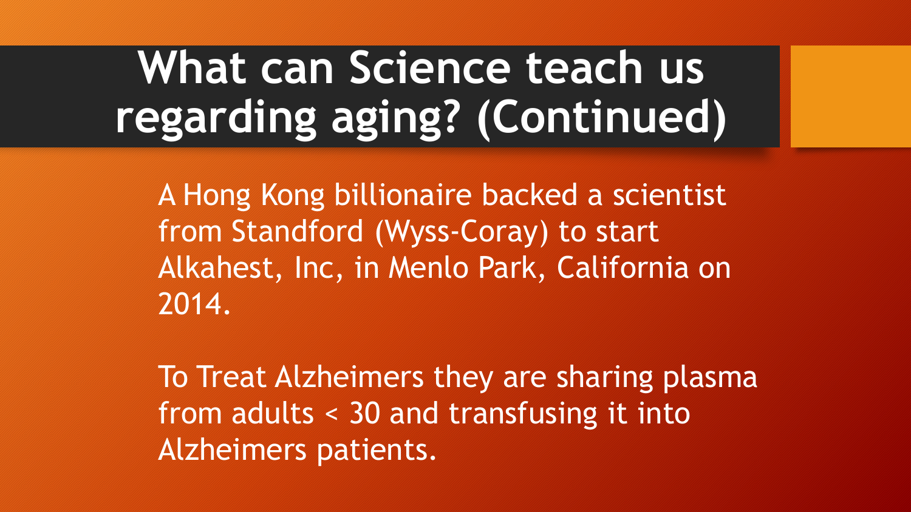# What can Science teach us regarding aging? (Continued)

A Hong Kong billionaire backed a scientist from Standford (Wyss-Coray) to start Alkahest, Inc, in Menlo Park, California on 2014.

To Treat Alzheimers they are sharing plasma from adults < 30 and transfusing it into Alzheimers patients.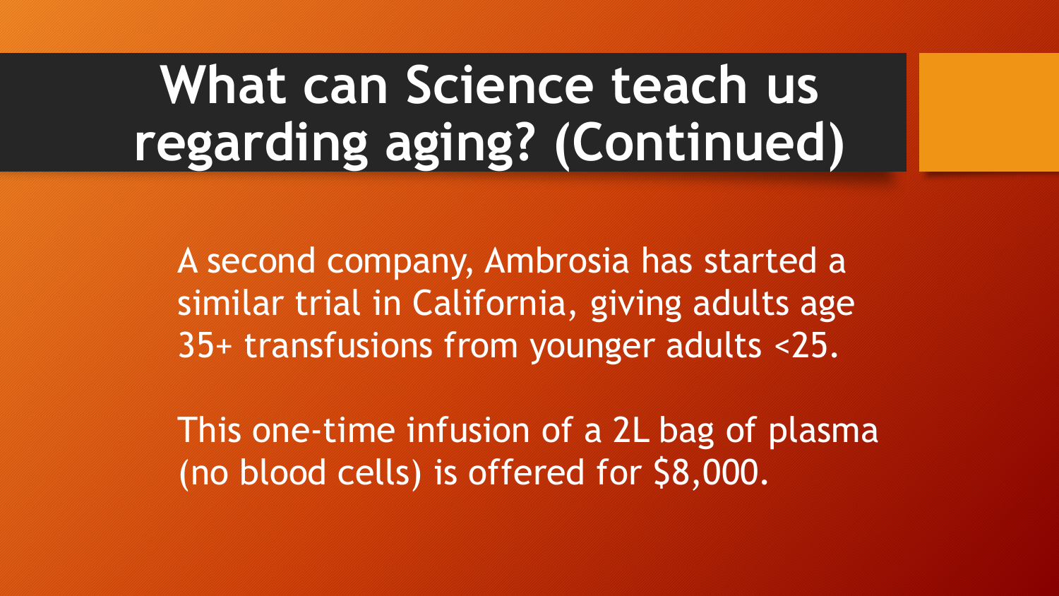# What can Science teach us regarding aging? (Continued)

A second company, Ambrosia has started a similar trial in California, giving adults age 35+ transfusions from younger adults <25.

This one-time infusion of a 2L bag of plasma (no blood cells) is offered for $8,000.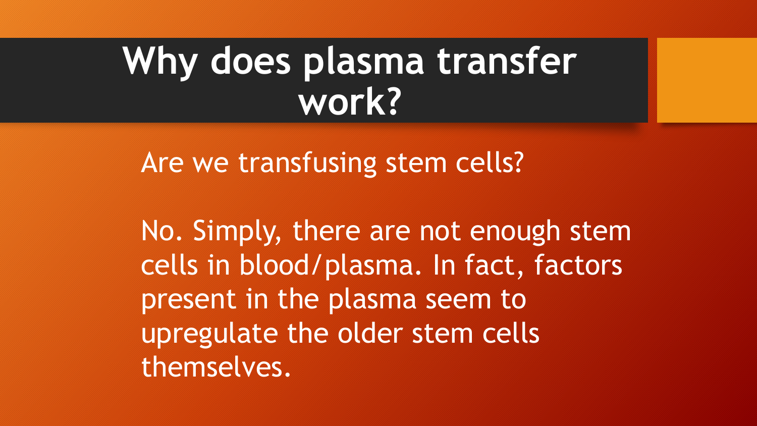# Why does plasma transfer work?

Are we transfusing stem cells?

No. Simply, there are not enough stem cells in blood/plasma. In fact, factors present in the plasma seem to upregulate the older stem cells themselves.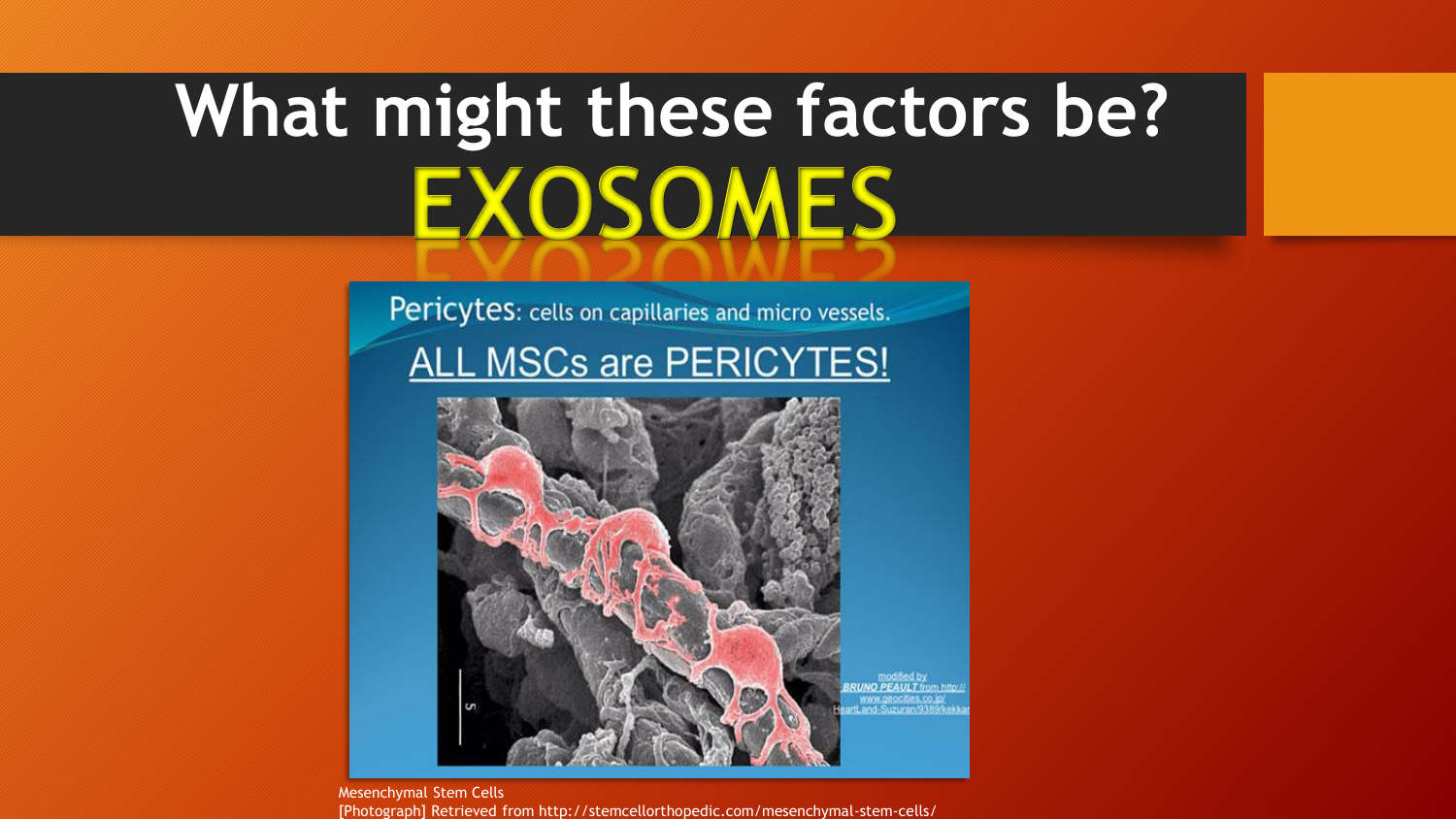# What might these factors be?

# EXOSOMES

Pericytes: cells on capillaries and micro vessels.

ALL MSCs are PERICYTES!

modified by BRUNO PEAULT from http://www.geocities.co.jp/HeartLand-Suzuran/9389/kekkan

Mesenchymal Stem Cells [Photograph] Retrieved from http://stemcellorthopedic.com/mesenchymal-stem-cells/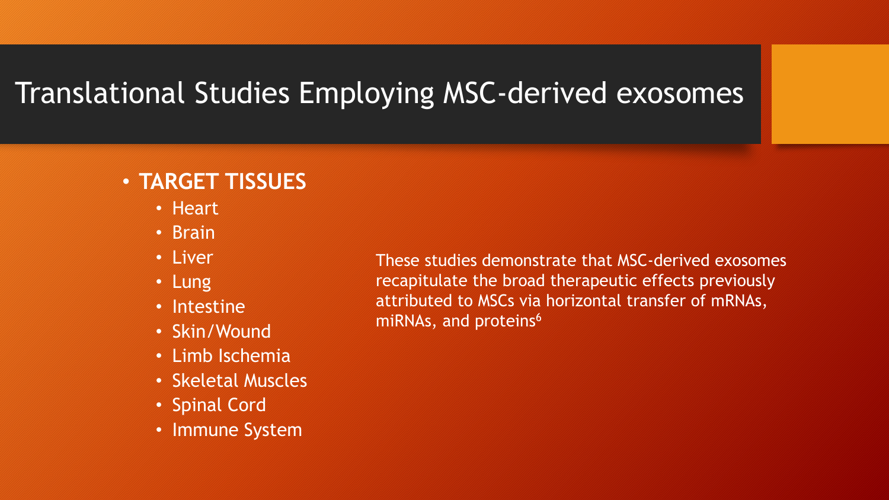# Translational Studies Employing MSC-derived exosomes

- **TARGET TISSUES**
  - Heart
  - Brain
  - Liver
  - Lung
  - Intestine
  - Skin/Wound
  - Limb Ischemia
  - Skeletal Muscles
  - Spinal Cord
  - Immune System

These studies demonstrate that MSC-derived exosomes recapitulate the broad therapeutic effects previously attributed to MSCs via horizontal transfer of mRNAs, miRNAs, and proteins[6]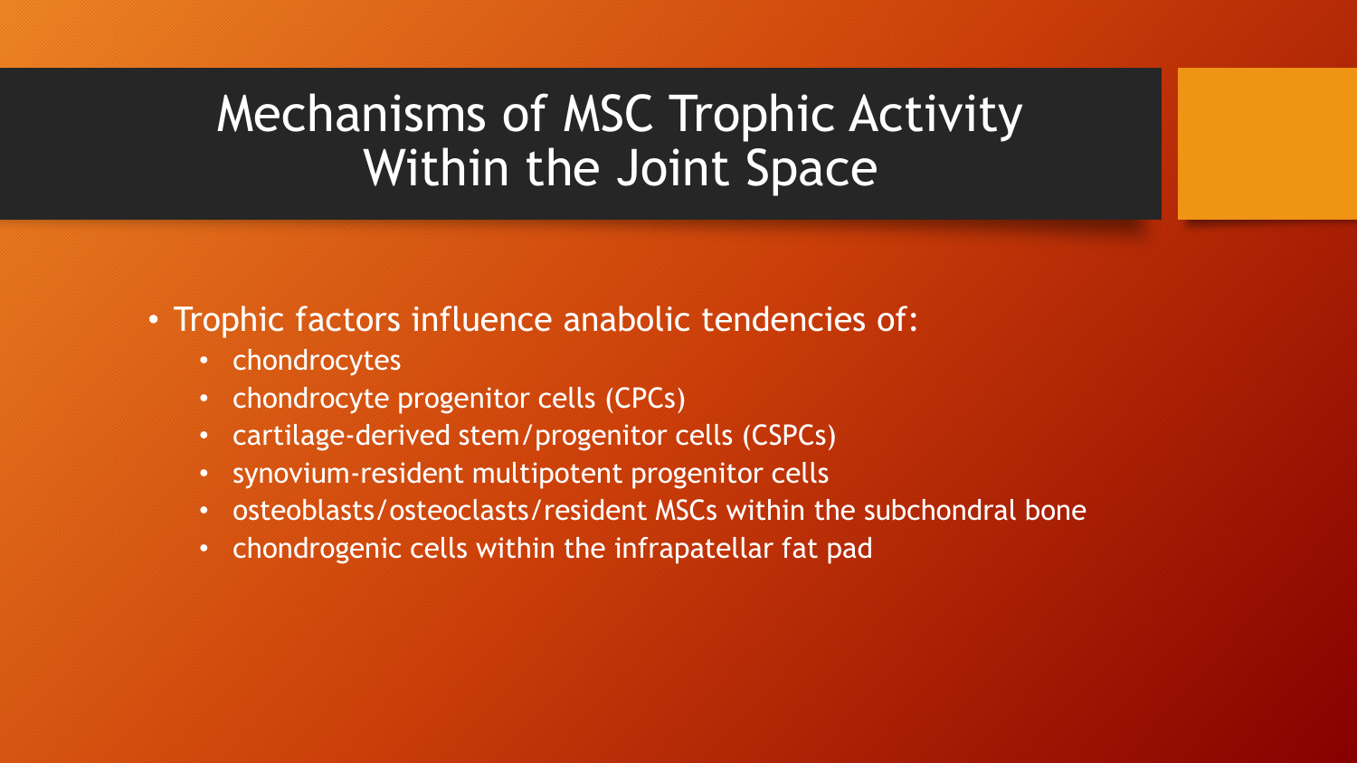# Mechanisms of MSC Trophic Activity Within the Joint Space

- Trophic factors influence anabolic tendencies of:
  - chondrocytes
  - chondrocyte progenitor cells (CPCs)
  - cartilage-derived stem/progenitor cells (CSPCs)
  - synovium-resident multipotent progenitor cells
  - osteoblasts/osteoclasts/resident MSCs within the subchondral bone
  - chondrogenic cells within the infrapatellar fat pad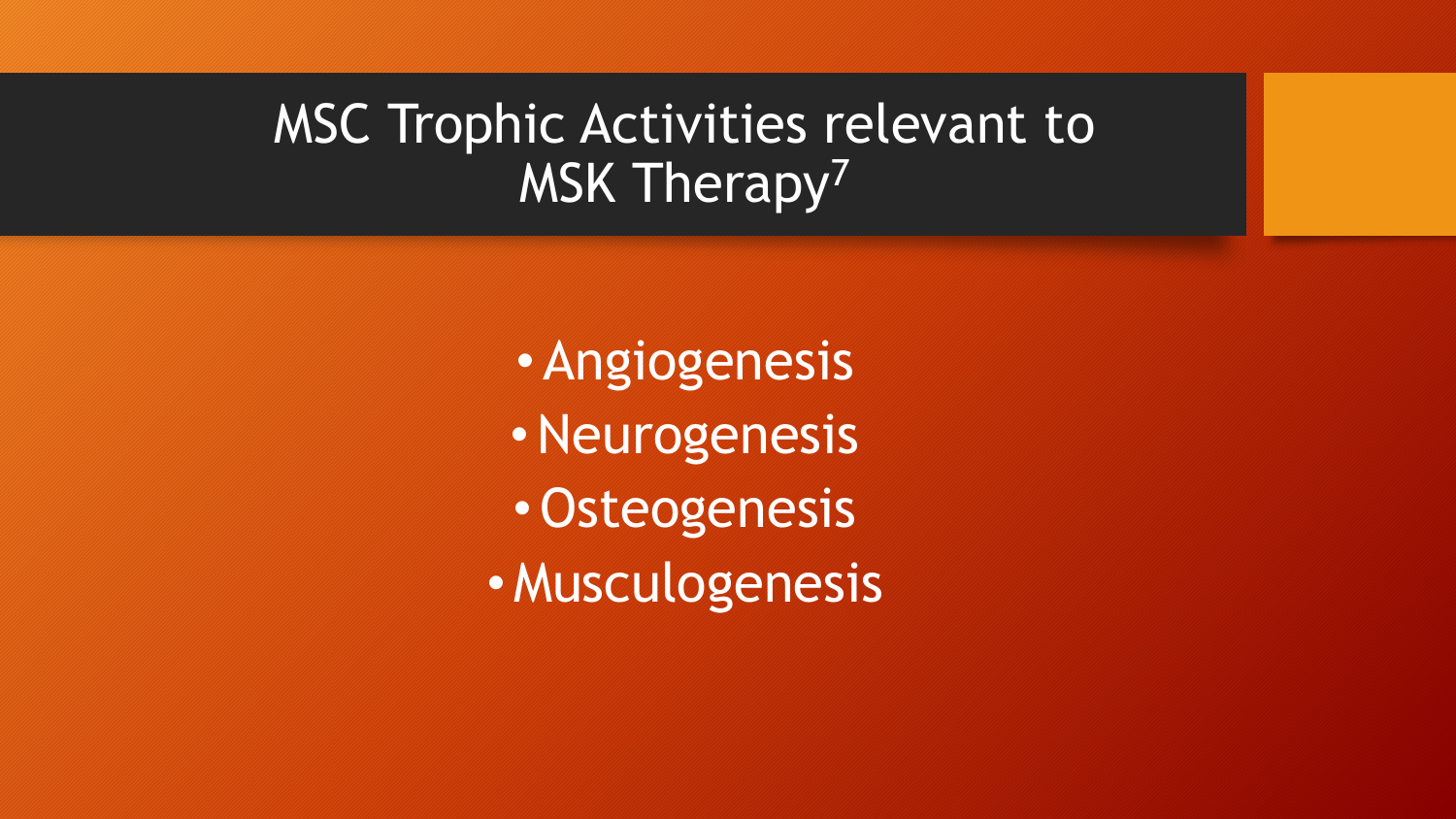# MSC Trophic Activities relevant to MSK Therapy[7]

- Angiogenesis
- Neurogenesis
- Osteogenesis
- Musculogenesis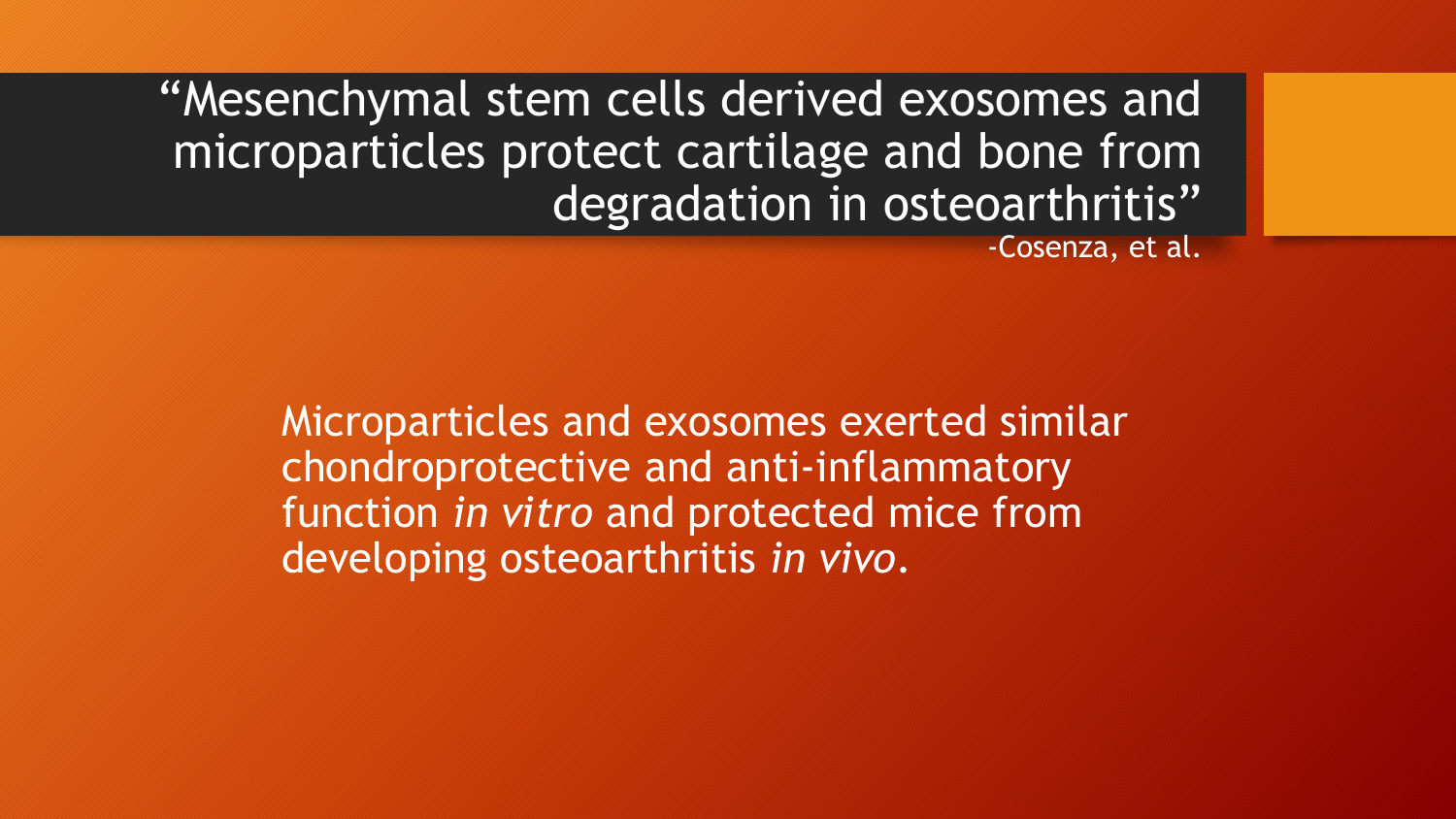# "Mesenchymal stem cells derived exosomes and microparticles protect cartilage and bone from degradation in osteoarthritis"

-Cosenza, et al.

Microparticles and exosomes exerted similar chondroprotective and anti-inflammatory function *in vitro* and protected mice from developing osteoarthritis *in vivo*.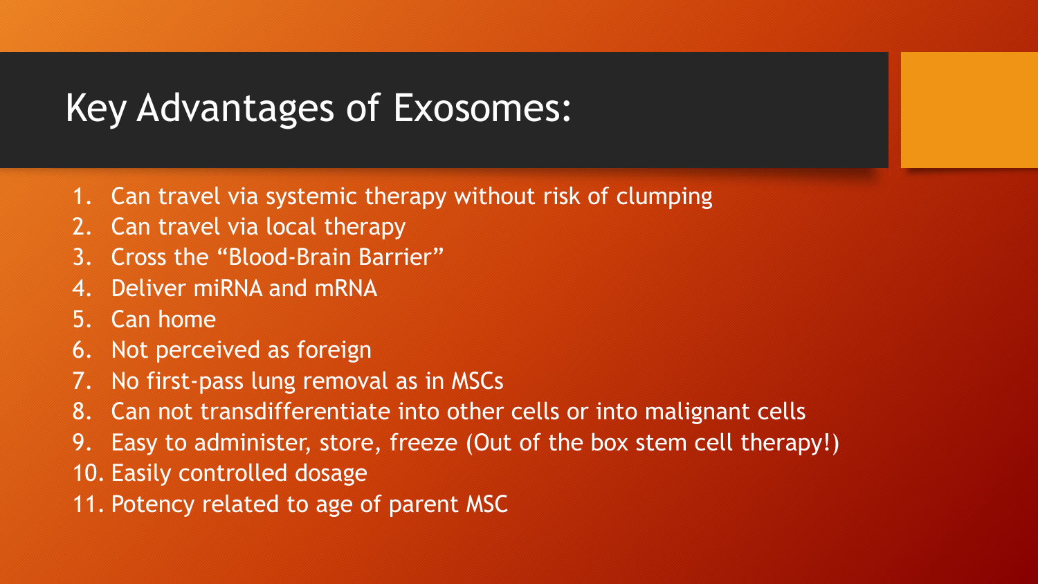# Key Advantages of Exosomes:

1. Can travel via systemic therapy without risk of clumping
2. Can travel via local therapy
3. Cross the "Blood-Brain Barrier"
4. Deliver miRNA and mRNA
5. Can home
6. Not perceived as foreign
7. No first-pass lung removal as in MSCs
8. Can not transdifferentiate into other cells or into malignant cells
9. Easy to administer, store, freeze (Out of the box stem cell therapy!)
10. Easily controlled dosage
11. Potency related to age of parent MSC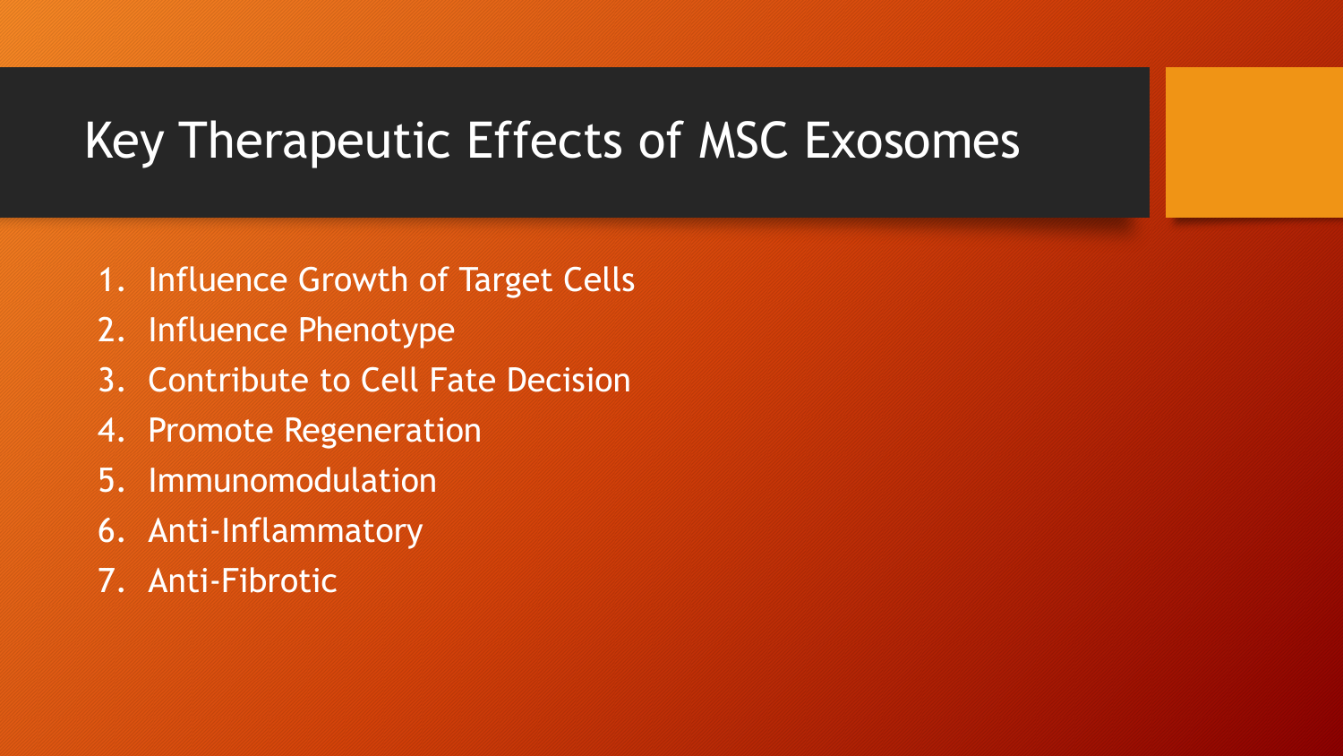# Key Therapeutic Effects of MSC Exosomes

1. Influence Growth of Target Cells
2. Influence Phenotype
3. Contribute to Cell Fate Decision
4. Promote Regeneration
5. Immunomodulation
6. Anti-Inflammatory
7. Anti-Fibrotic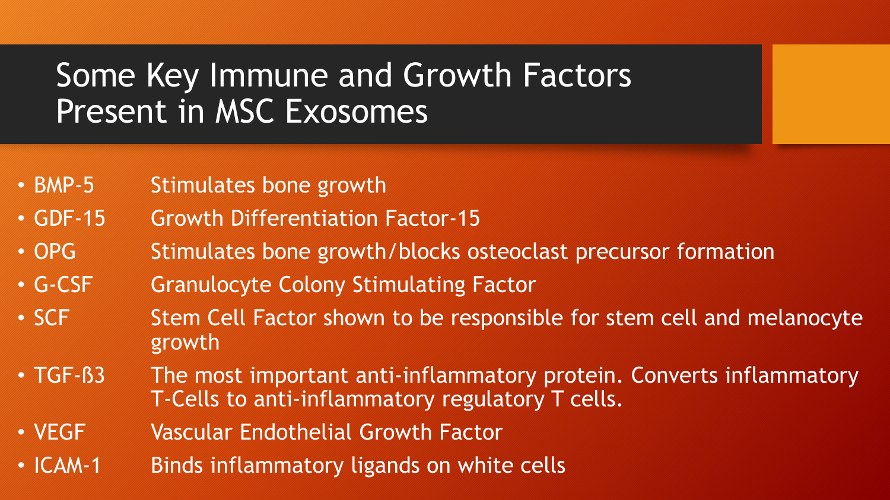# Some Key Immune and Growth Factors Present in MSC Exosomes

- BMP-5 — Stimulates bone growth
- GDF-15 — Growth Differentiation Factor-15
- OPG — Stimulates bone growth/blocks osteoclast precursor formation
- G-CSF — Granulocyte Colony Stimulating Factor
- SCF — Stem Cell Factor shown to be responsible for stem cell and melanocyte growth
- TGF-ß3 — The most important anti-inflammatory protein. Converts inflammatory T-Cells to anti-inflammatory regulatory T cells.
- VEGF — Vascular Endothelial Growth Factor
- ICAM-1 — Binds inflammatory ligands on white cells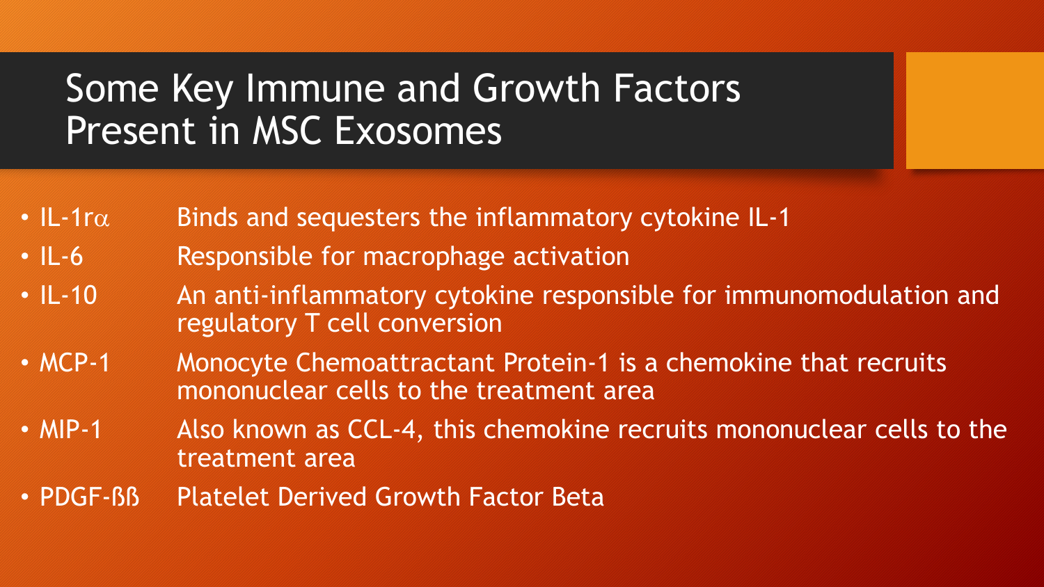# Some Key Immune and Growth Factors Present in MSC Exosomes

- IL-1r$\alpha$ — Binds and sequesters the inflammatory cytokine IL-1
- IL-6 — Responsible for macrophage activation
- IL-10 — An anti-inflammatory cytokine responsible for immunomodulation and regulatory T cell conversion
- MCP-1 — Monocyte Chemoattractant Protein-1 is a chemokine that recruits mononuclear cells to the treatment area
- MIP-1 — Also known as CCL-4, this chemokine recruits mononuclear cells to the treatment area
- PDGF-ßß — Platelet Derived Growth Factor Beta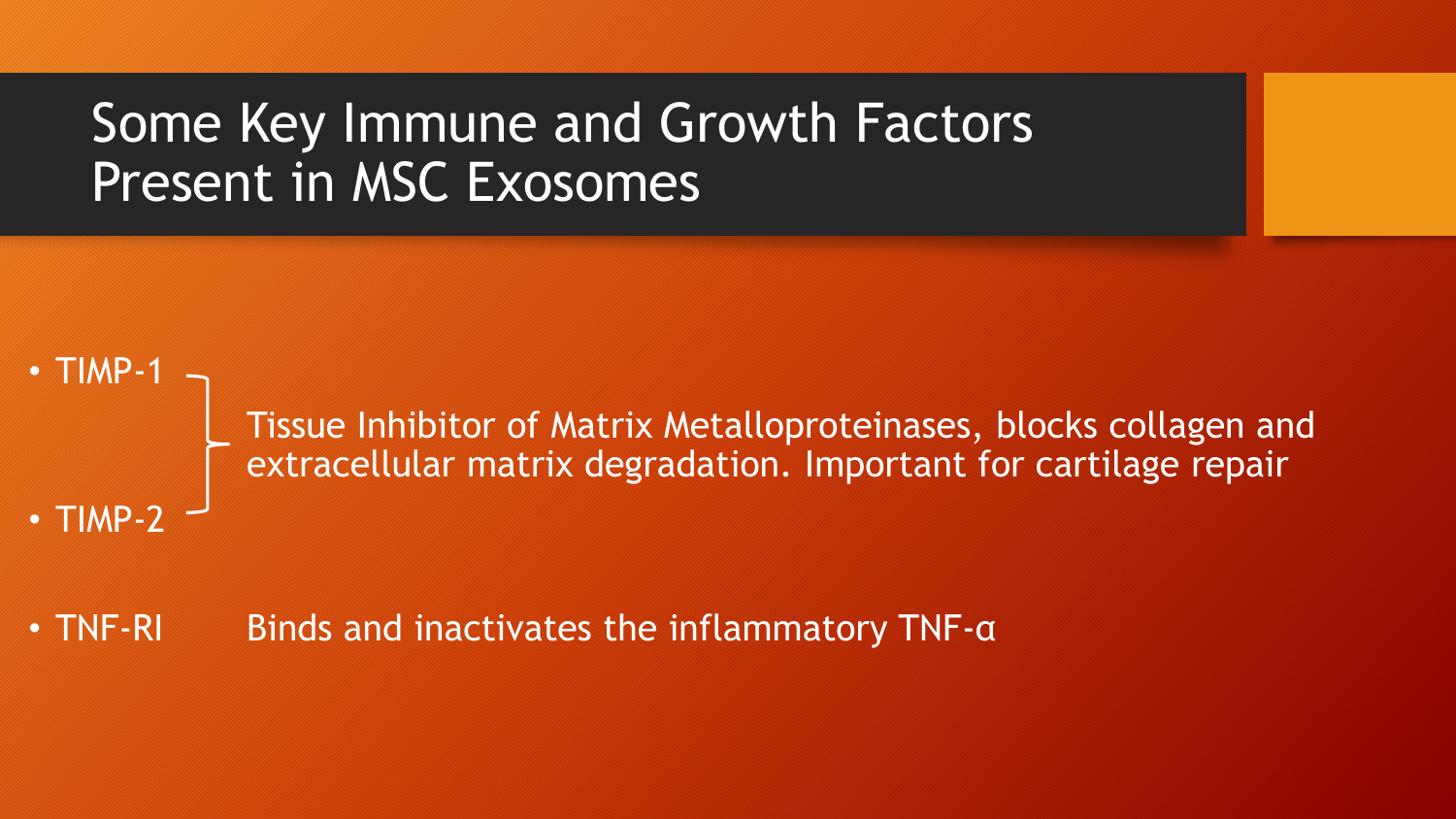# Some Key Immune and Growth Factors Present in MSC Exosomes

- TIMP-1
- TIMP-2

Tissue Inhibitor of Matrix Metalloproteinases, blocks collagen and extracellular matrix degradation. Important for cartilage repair

- TNF-RI — Binds and inactivates the inflammatory TNF-α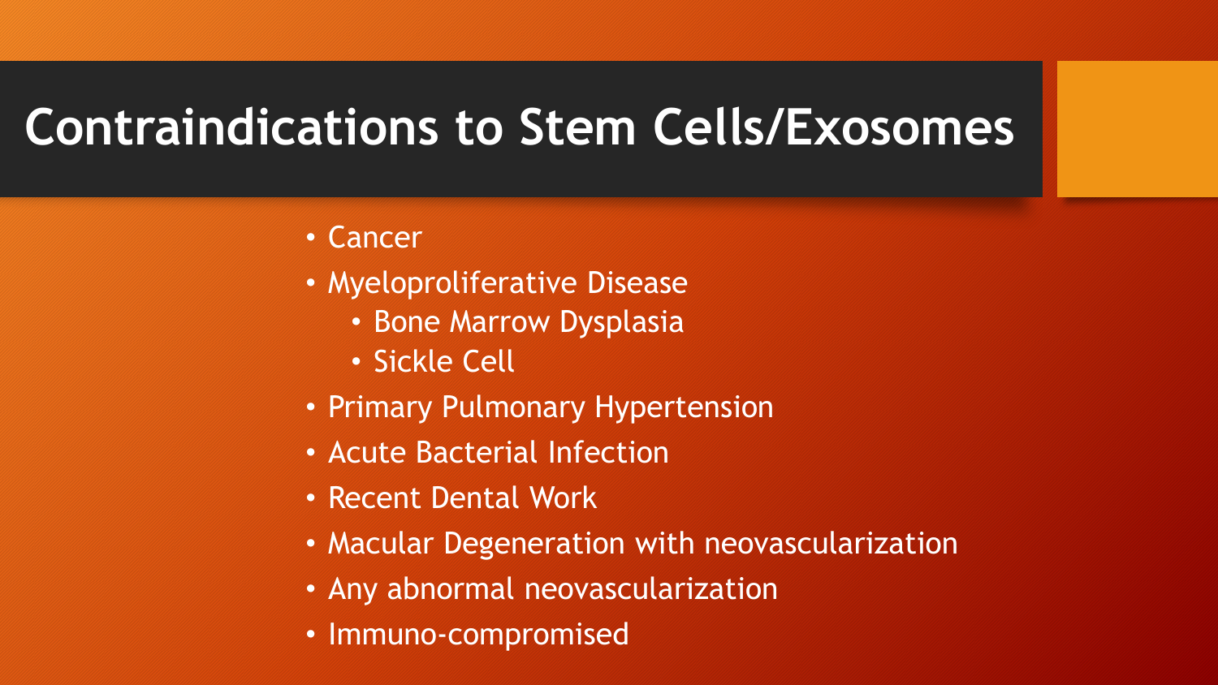# Contraindications to Stem Cells/Exosomes

- Cancer
- Myeloproliferative Disease
  - Bone Marrow Dysplasia
  - Sickle Cell
- Primary Pulmonary Hypertension
- Acute Bacterial Infection
- Recent Dental Work
- Macular Degeneration with neovascularization
- Any abnormal neovascularization
- Immuno-compromised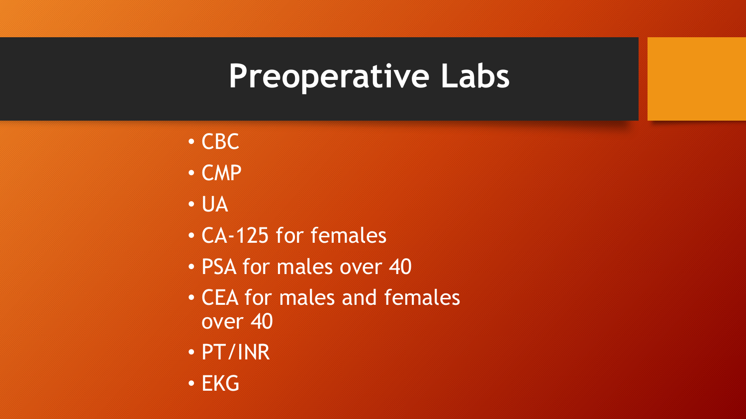# Preoperative Labs

- CBC
- CMP
- UA
- CA-125 for females
- PSA for males over 40
- CEA for males and females over 40
- PT/INR
- EKG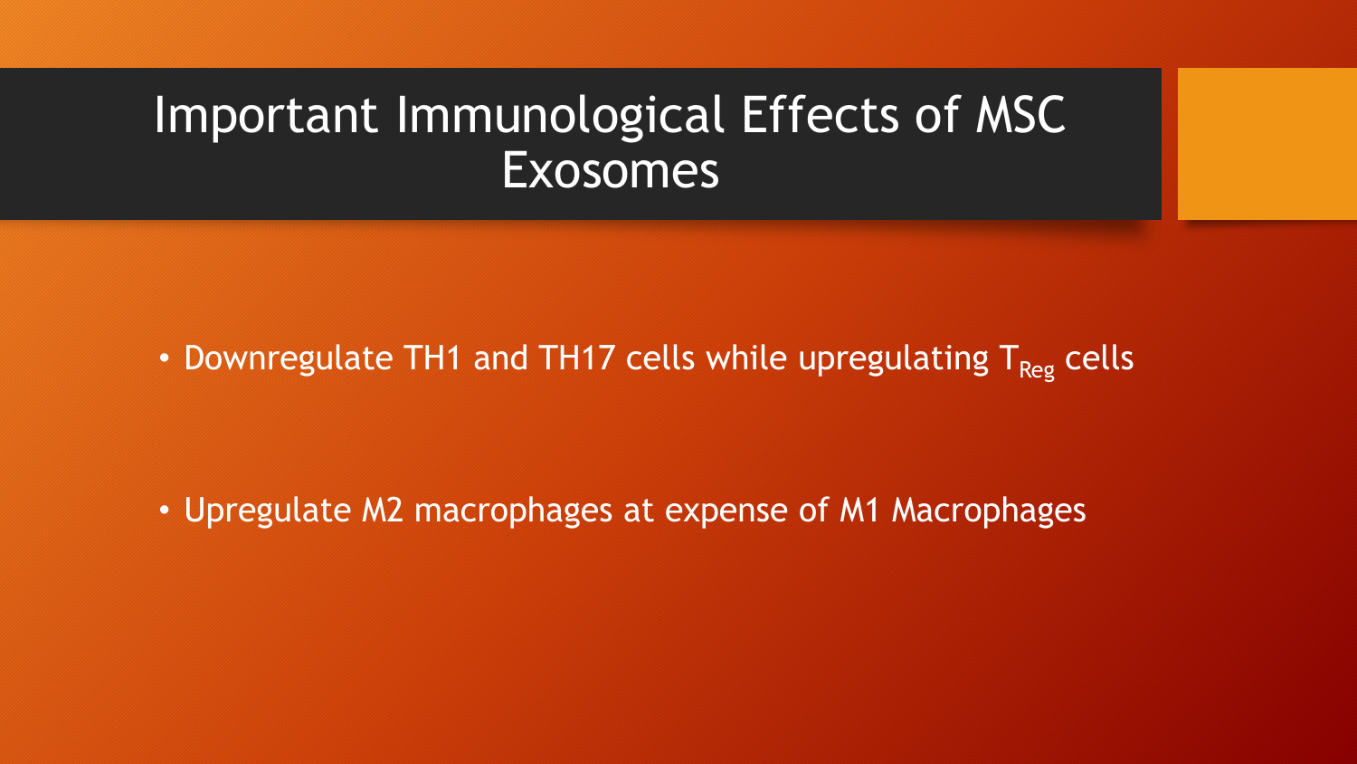# Important Immunological Effects of MSC Exosomes

- Downregulate TH1 and TH17 cells while upregulating $T_{Reg}$ cells
- Upregulate M2 macrophages at expense of M1 Macrophages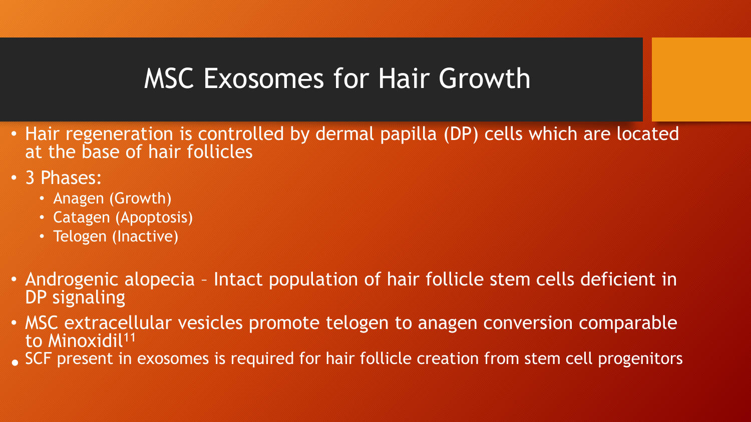# MSC Exosomes for Hair Growth

- Hair regeneration is controlled by dermal papilla (DP) cells which are located at the base of hair follicles
- 3 Phases:
  - Anagen (Growth)
  - Catagen (Apoptosis)
  - Telogen (Inactive)
- Androgenic alopecia – Intact population of hair follicle stem cells deficient in DP signaling
- MSC extracellular vesicles promote telogen to anagen conversion comparable to Minoxidil[11]
- SCF present in exosomes is required for hair follicle creation from stem cell progenitors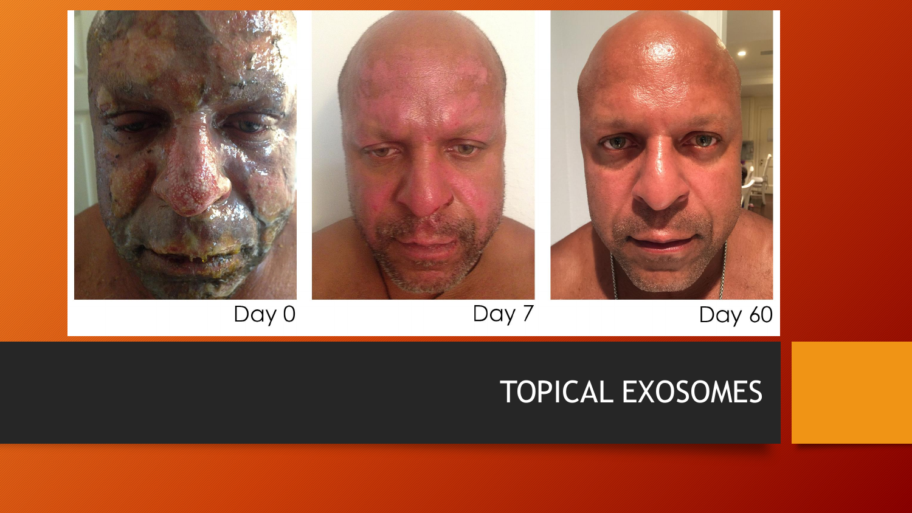Day 0

Day 7

Day 60

# TOPICAL EXOSOMES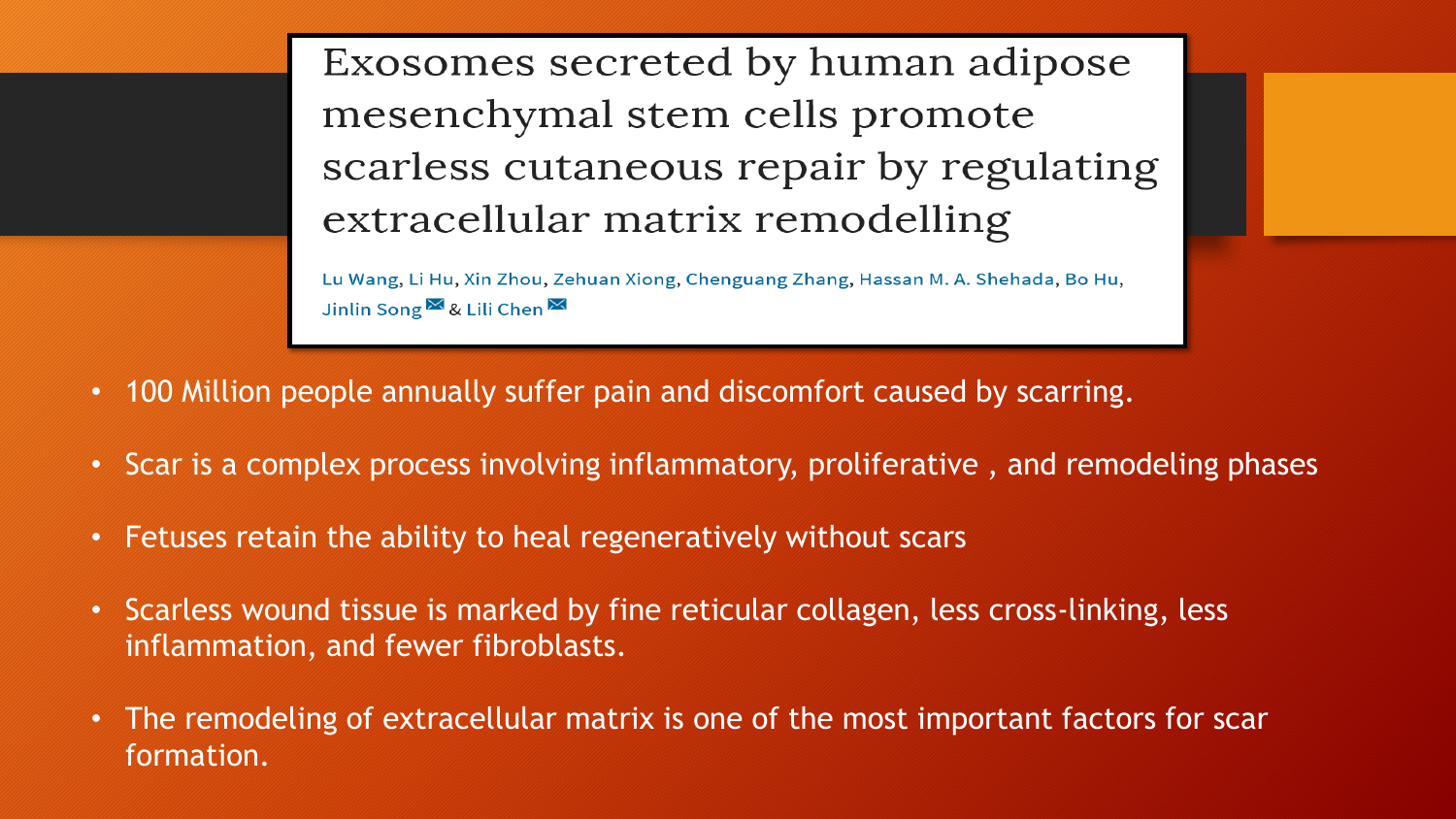# Exosomes secreted by human adipose mesenchymal stem cells promote scarless cutaneous repair by regulating extracellular matrix remodelling

Lu Wang, Li Hu, Xin Zhou, Zehuan Xiong, Chenguang Zhang, Hassan M. A. Shehada, Bo Hu, Jinlin Song & Lili Chen

- 100 Million people annually suffer pain and discomfort caused by scarring.
- Scar is a complex process involving inflammatory, proliferative , and remodeling phases
- Fetuses retain the ability to heal regeneratively without scars
- Scarless wound tissue is marked by fine reticular collagen, less cross-linking, less inflammation, and fewer fibroblasts.
- The remodeling of extracellular matrix is one of the most important factors for scar formation.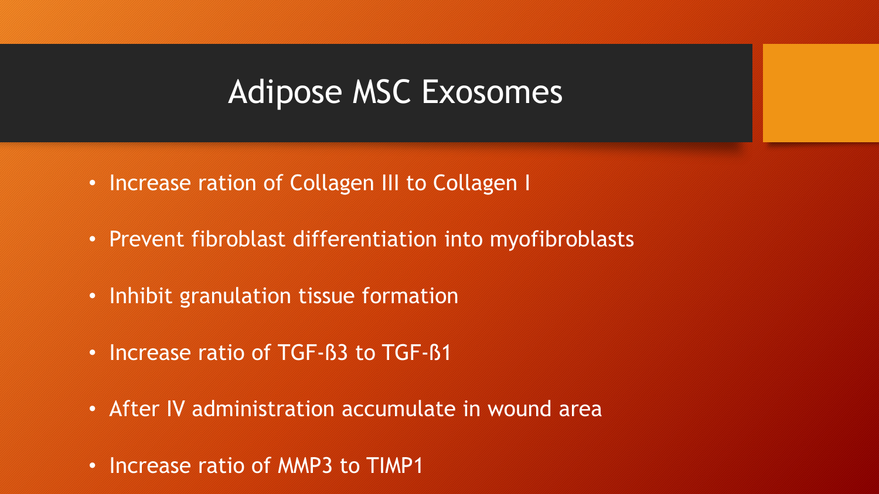# Adipose MSC Exosomes

- Increase ration of Collagen III to Collagen I
- Prevent fibroblast differentiation into myofibroblasts
- Inhibit granulation tissue formation
- Increase ratio of TGF-ß3 to TGF-ß1
- After IV administration accumulate in wound area
- Increase ratio of MMP3 to TIMP1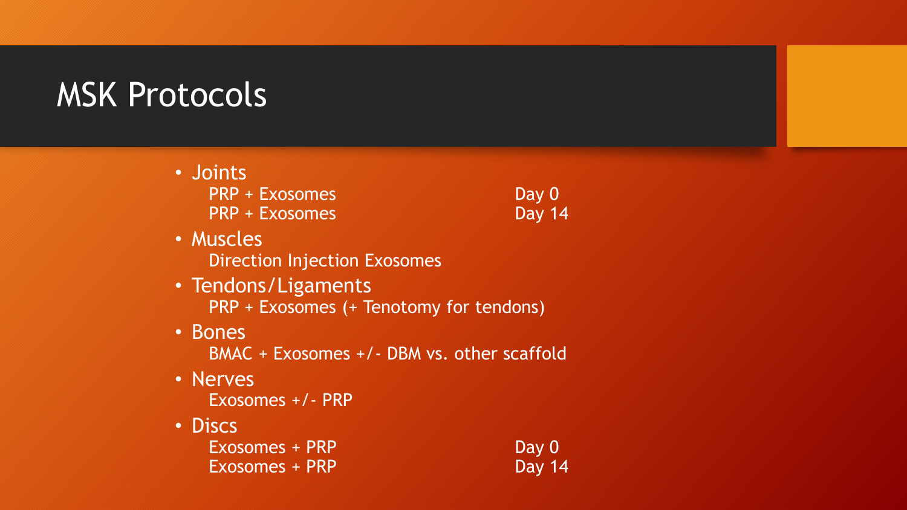# MSK Protocols

- Joints
  - PRP + Exosomes — Day 0
  - PRP + Exosomes — Day 14
- Muscles
  - Direction Injection Exosomes
- Tendons/Ligaments
  - PRP + Exosomes (+ Tenotomy for tendons)
- Bones
  - BMAC + Exosomes +/- DBM vs. other scaffold
- Nerves
  - Exosomes +/- PRP
- Discs
  - Exosomes + PRP — Day 0
  - Exosomes + PRP — Day 14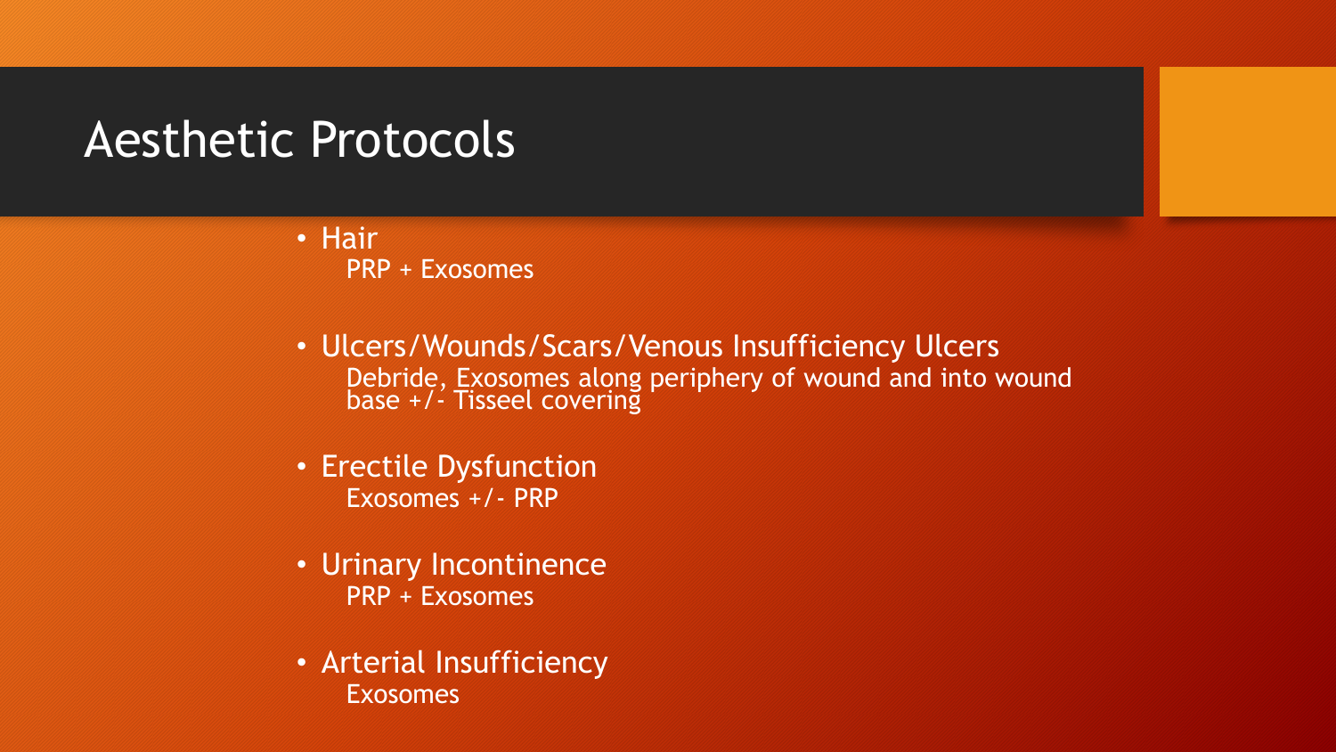# Aesthetic Protocols

- Hair
  PRP + Exosomes
- Ulcers/Wounds/Scars/Venous Insufficiency Ulcers
  Debride, Exosomes along periphery of wound and into wound base +/- Tisseel covering
- Erectile Dysfunction
  Exosomes +/- PRP
- Urinary Incontinence
  PRP + Exosomes
- Arterial Insufficiency
  Exosomes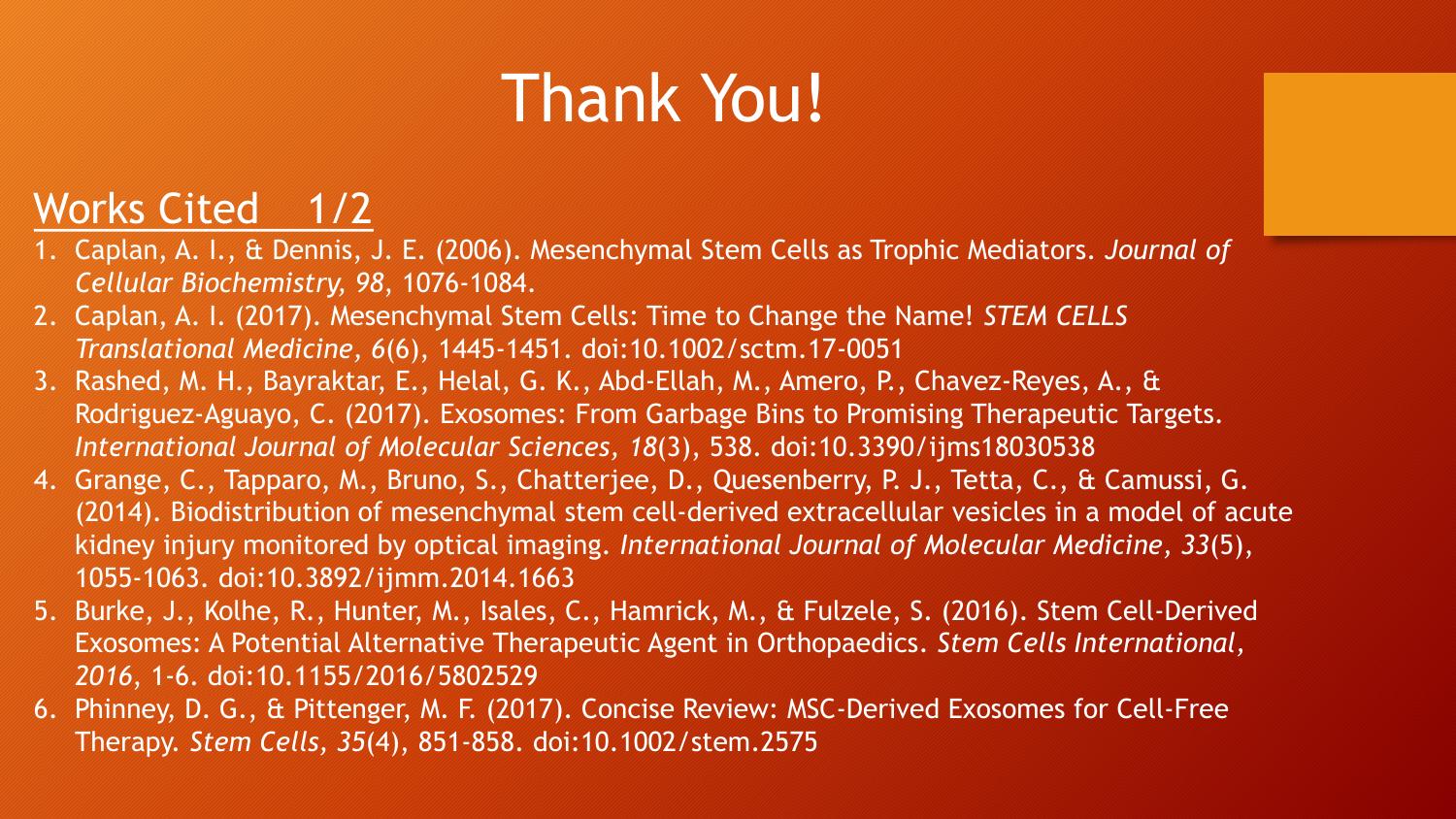# Thank You!

## Works Cited 1/2

1. Caplan, A. I., & Dennis, J. E. (2006). Mesenchymal Stem Cells as Trophic Mediators. *Journal of Cellular Biochemistry, 98*, 1076-1084.
2. Caplan, A. I. (2017). Mesenchymal Stem Cells: Time to Change the Name! *STEM CELLS Translational Medicine, 6*(6), 1445-1451. doi:10.1002/sctm.17-0051
3. Rashed, M. H., Bayraktar, E., Helal, G. K., Abd-Ellah, M., Amero, P., Chavez-Reyes, A., & Rodriguez-Aguayo, C. (2017). Exosomes: From Garbage Bins to Promising Therapeutic Targets. *International Journal of Molecular Sciences, 18*(3), 538. doi:10.3390/ijms18030538
4. Grange, C., Tapparo, M., Bruno, S., Chatterjee, D., Quesenberry, P. J., Tetta, C., & Camussi, G. (2014). Biodistribution of mesenchymal stem cell-derived extracellular vesicles in a model of acute kidney injury monitored by optical imaging. *International Journal of Molecular Medicine, 33*(5), 1055-1063. doi:10.3892/ijmm.2014.1663
5. Burke, J., Kolhe, R., Hunter, M., Isales, C., Hamrick, M., & Fulzele, S. (2016). Stem Cell-Derived Exosomes: A Potential Alternative Therapeutic Agent in Orthopaedics. *Stem Cells International, 2016*, 1-6. doi:10.1155/2016/5802529
6. Phinney, D. G., & Pittenger, M. F. (2017). Concise Review: MSC-Derived Exosomes for Cell-Free Therapy. *Stem Cells, 35*(4), 851-858. doi:10.1002/stem.2575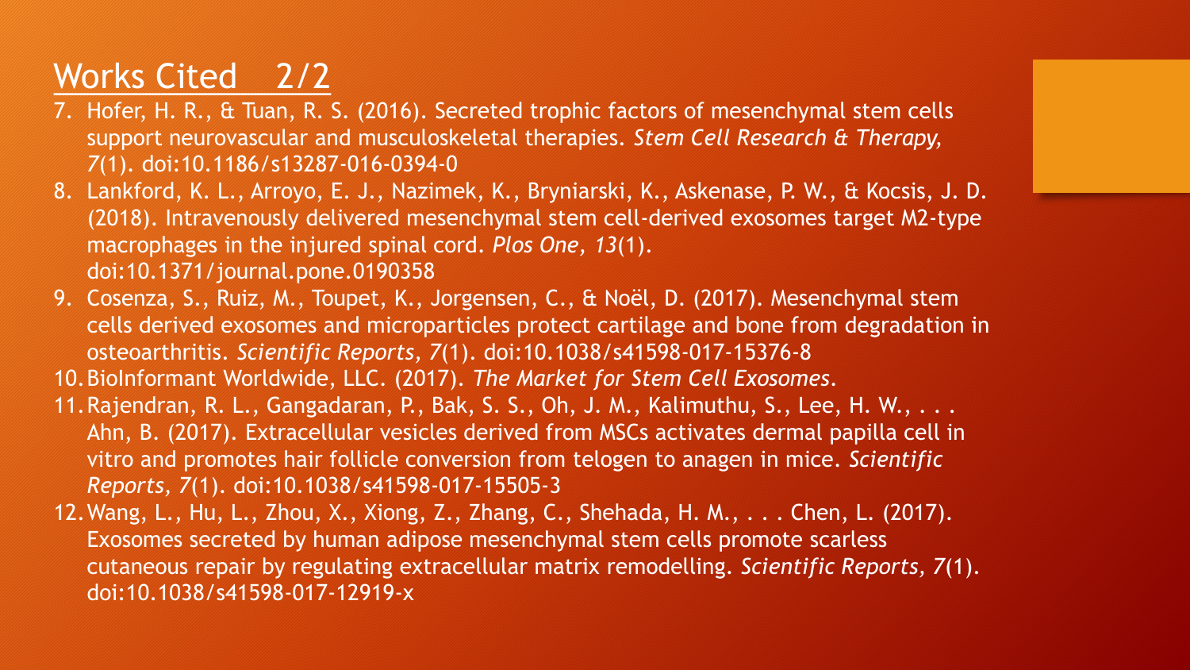# Works Cited 2/2

7. Hofer, H. R., & Tuan, R. S. (2016). Secreted trophic factors of mesenchymal stem cells support neurovascular and musculoskeletal therapies. *Stem Cell Research & Therapy, 7*(1). doi:10.1186/s13287-016-0394-0
8. Lankford, K. L., Arroyo, E. J., Nazimek, K., Bryniarski, K., Askenase, P. W., & Kocsis, J. D. (2018). Intravenously delivered mesenchymal stem cell-derived exosomes target M2-type macrophages in the injured spinal cord. *Plos One, 13*(1). doi:10.1371/journal.pone.0190358
9. Cosenza, S., Ruiz, M., Toupet, K., Jorgensen, C., & Noël, D. (2017). Mesenchymal stem cells derived exosomes and microparticles protect cartilage and bone from degradation in osteoarthritis. *Scientific Reports, 7*(1). doi:10.1038/s41598-017-15376-8
10. BioInformant Worldwide, LLC. (2017). *The Market for Stem Cell Exosomes*.
11. Rajendran, R. L., Gangadaran, P., Bak, S. S., Oh, J. M., Kalimuthu, S., Lee, H. W., . . . Ahn, B. (2017). Extracellular vesicles derived from MSCs activates dermal papilla cell in vitro and promotes hair follicle conversion from telogen to anagen in mice. *Scientific Reports, 7*(1). doi:10.1038/s41598-017-15505-3
12. Wang, L., Hu, L., Zhou, X., Xiong, Z., Zhang, C., Shehada, H. M., . . . Chen, L. (2017). Exosomes secreted by human adipose mesenchymal stem cells promote scarless cutaneous repair by regulating extracellular matrix remodelling. *Scientific Reports, 7*(1). doi:10.1038/s41598-017-12919-x